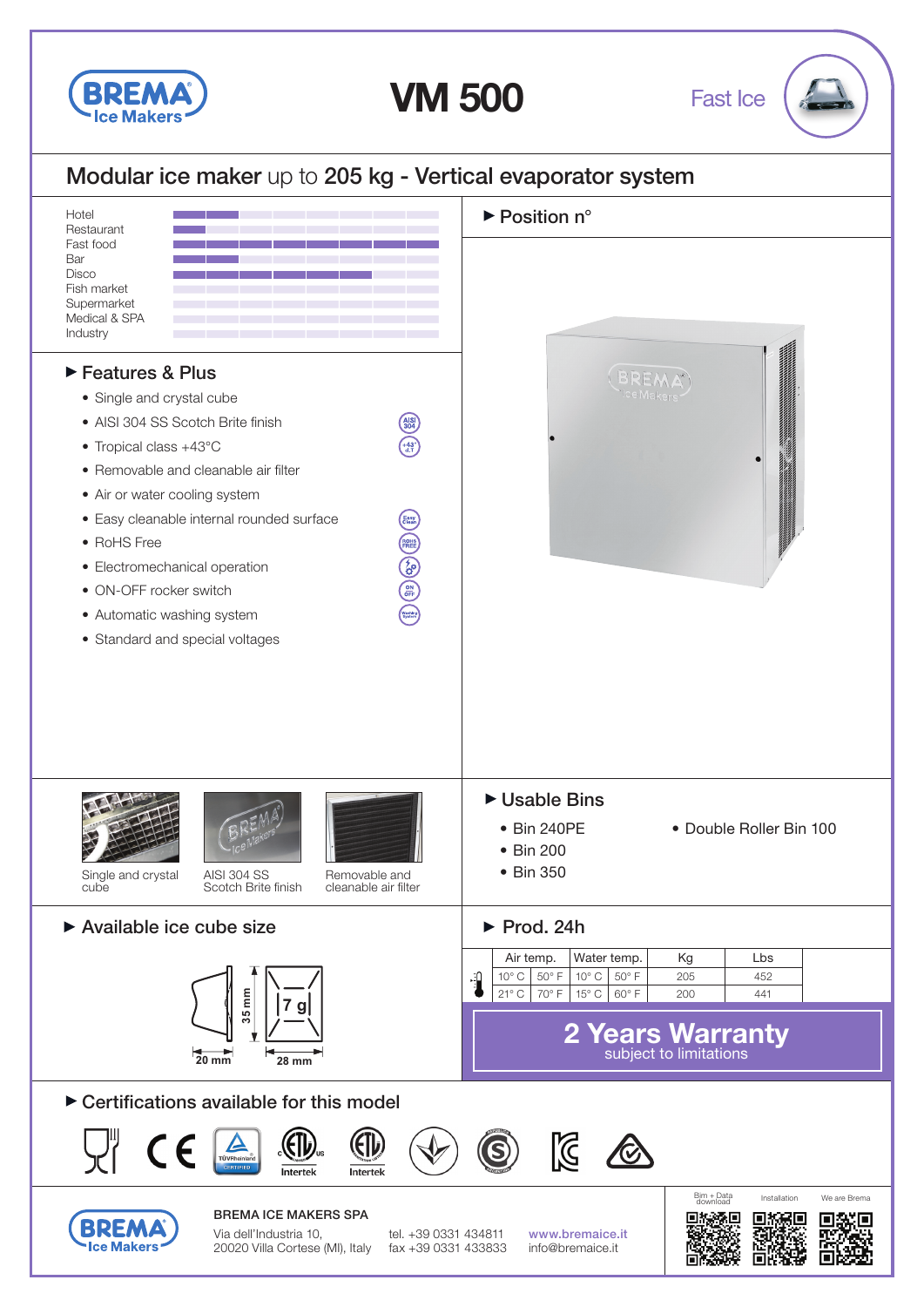# VM 500

Fast Ice

## Modular ice maker up to 205 kg - Vertical evaporator system

- Hotel
- Restaurant
- Fast food
- Bar
- Disco
- Fish market
- Supermarket
- Medical & SPA
- Industry

### ▶ Position n°

### ▶ Features & Plus

- Single and crystal cube
- AISI 304 SS Scotch Brite finish
- Tropical class +43°C
- Removable and cleanable air filter
- Air or water cooling system
- Easy cleanable internal rounded surface
- RoHS Free
- Electromechanical operation
- ON-OFF rocker switch
- Automatic washing system
- Standard and special voltages

Single and crystal cube

AISI 304 SS Scotch Brite finish

Removable and cleanable air filter

### ▶ Usable Bins

- Bin 240PE
- Bin 200
- Bin 350
- Double Roller Bin 100

### ▶ Available ice cube size

7 g — 35 mm — 20 mm — 28 mm

### ▶ Prod. 24h

| Air temp. | | Water temp. | | Kg | Lbs |
|---|---|---|---|---|---|
| 10° C | 50° F | 10° C | 50° F | 205 | 452 |
| 21° C | 70° F | 15° C | 60° F | 200 | 441 |

**2 Years Warranty**
subject to limitations

### ▶ Certifications available for this model

Intertek · Intertek · TÜV Rheinland CERTIFIED

**BREMA ICE MAKERS SPA**
Via dell'Industria 10,
20020 Villa Cortese (MI), Italy

tel. +39 0331 434811
fax +39 0331 433833

www.bremaice.it
info@bremaice.it

Bim + Data download · Installation · We are Brema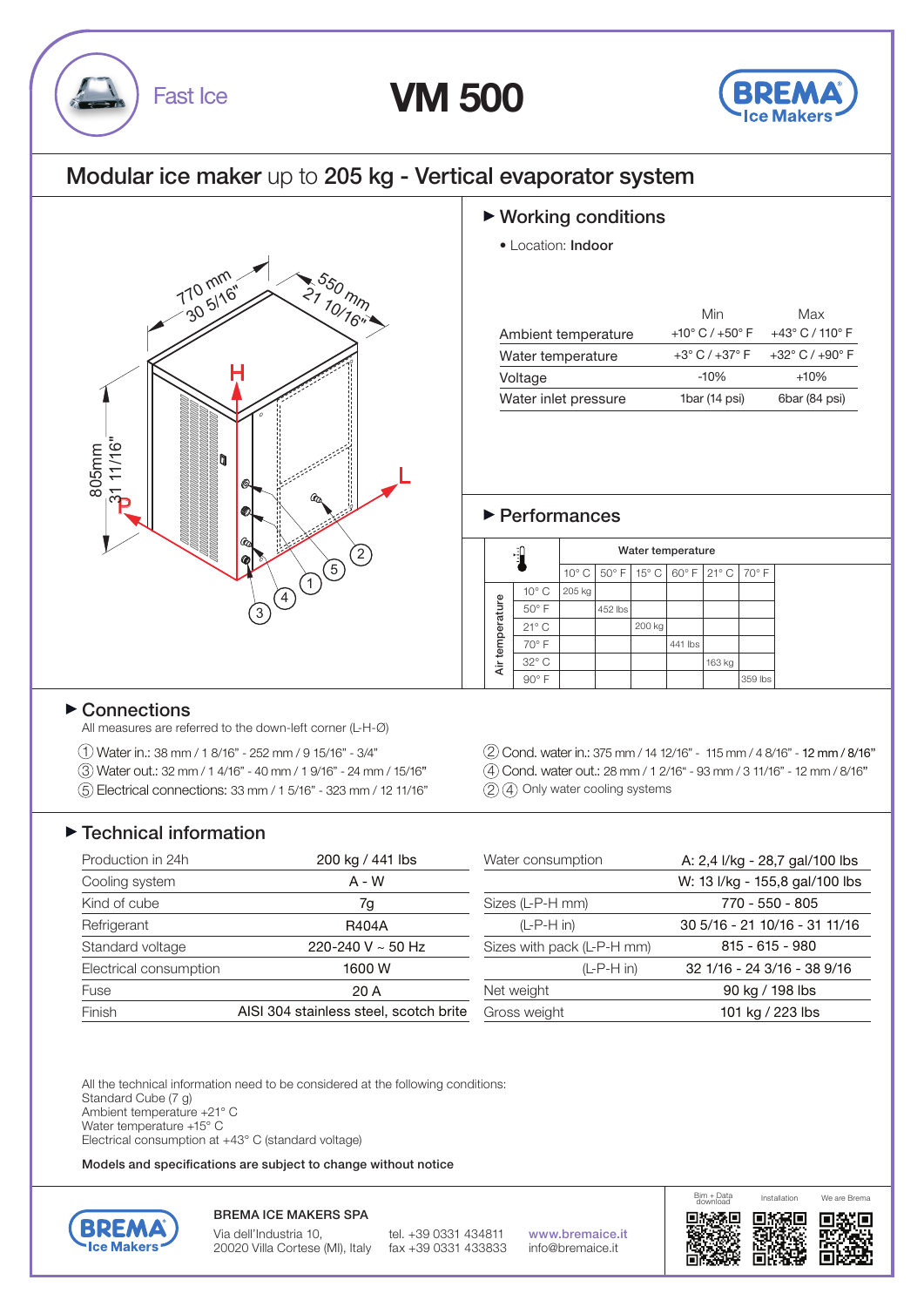Fast Ice

# VM 500

BREMA Ice Makers

## Modular ice maker up to 205 kg - Vertical evaporator system

770 mm
30 5/16"
550 mm
21 10/16"
805mm
31 11/16"
H
L
P

### ▶ Working conditions

- Location: **Indoor**

| | Min | Max |
|---|---|---|
| Ambient temperature | +10° C / +50° F | +43° C / 110° F |
| Water temperature | +3° C / +37° F | +32° C / +90° F |
| Voltage | -10% | +10% |
| Water inlet pressure | 1bar (14 psi) | 6bar (84 psi) |

### ▶ Performances

| | | Water temperature | | | | | |
|---|---|---|---|---|---|---|---|
| | | 10° C | 50° F | 15° C | 60° F | 21° C | 70° F |
| Air temperature | 10° C | 205 kg | | | | | |
| | 50° F | | 452 lbs | | | | |
| | 21° C | | | 200 kg | | | |
| | 70° F | | | | 441 lbs | | |
| | 32° C | | | | | 163 kg | |
| | 90° F | | | | | | 359 lbs |

### ▶ Connections

All measures are referred to the down-left corner (L-H-Ø)

1. Water in.: 38 mm / 1 8/16" - 252 mm / 9 15/16" - 3/4"
3. Water out.: 32 mm / 1 4/16" - 40 mm / 1 9/16" - 24 mm / 15/16"
5. Electrical connections: 33 mm / 1 5/16" - 323 mm / 12 11/16"

2. Cond. water in.: 375 mm / 14 12/16" - 115 mm / 4 8/16" - 12 mm / 8/16"
4. Cond. water out.: 28 mm / 1 2/16" - 93 mm / 3 11/16" - 12 mm / 8/16"

(2) (4) Only water cooling systems

### ▶ Technical information

| | |
|---|---|
| Production in 24h | 200 kg / 441 lbs |
| Cooling system | A - W |
| Kind of cube | 7g |
| Refrigerant | R404A |
| Standard voltage | 220-240 V ~ 50 Hz |
| Electrical consumption | 1600 W |
| Fuse | 20 A |
| Finish | AISI 304 stainless steel, scotch brite |

| | |
|---|---|
| Water consumption | A: 2,4 l/kg - 28,7 gal/100 lbs |
| | W: 13 l/kg - 155,8 gal/100 lbs |
| Sizes (L-P-H mm) | 770 - 550 - 805 |
| (L-P-H in) | 30 5/16 - 21 10/16 - 31 11/16 |
| Sizes with pack (L-P-H mm) | 815 - 615 - 980 |
| (L-P-H in) | 32 1/16 - 24 3/16 - 38 9/16 |
| Net weight | 90 kg / 198 lbs |
| Gross weight | 101 kg / 223 lbs |

All the technical information need to be considered at the following conditions:
Standard Cube (7 g)
Ambient temperature +21° C
Water temperature +15° C
Electrical consumption at +43° C (standard voltage)

**Models and specifications are subject to change without notice**

BREMA Ice Makers

**BREMA ICE MAKERS SPA**
Via dell'Industria 10,
20020 Villa Cortese (MI), Italy

tel. +39 0331 434811
fax +39 0331 433833

www.bremaice.it
info@bremaice.it

Bim + Data download — Installation — We are Brema